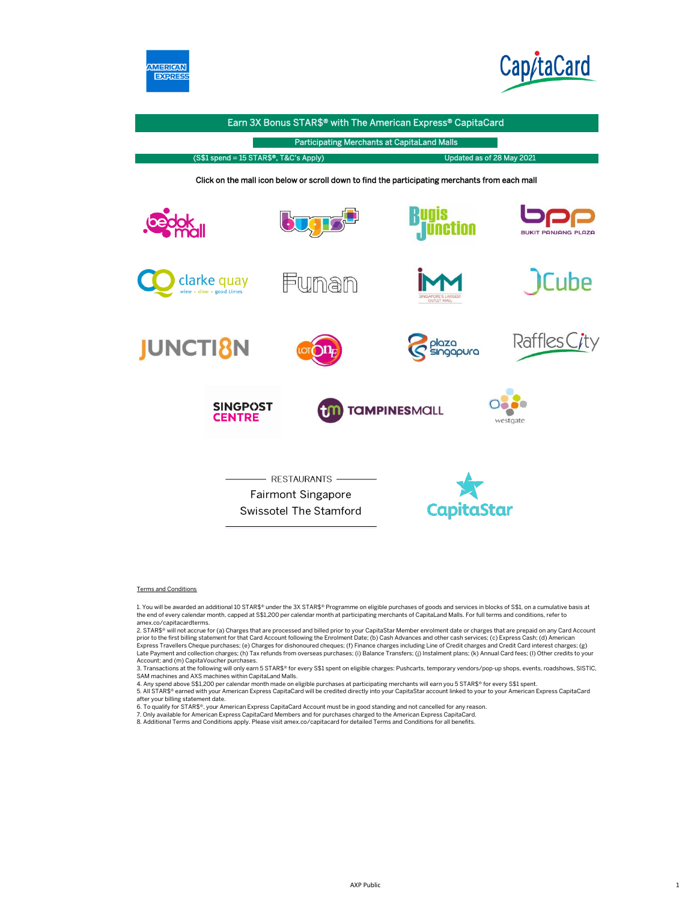AMERICAN EXPRESS

CapitaCard

# Earn 3X Bonus STAR$® with The American Express® CapitaCard

## Participating Merchants at CapitaLand Malls

(S$1 spend = 15 STAR$®, T&C's Apply) Updated as of 28 May 2021

Click on the mall icon below or scroll down to find the participating merchants from each mall

Bedok Mall | Bugis+ | Bugis Junction | Bukit Panjang Plaza

Clarke Quay | Funan | IMM | JCube

Junction 8 | Lot One | Plaza Singapura | Raffles City

Singpost Centre | Tampines Mall | Westgate

RESTAURANTS

Fairmont Singapore

Swissotel The Stamford

CapitaStar

Terms and Conditions

1. You will be awarded an additional 10 STAR$® under the 3X STAR$® Programme on eligible purchases of goods and services in blocks of S$1, on a cumulative basis at the end of every calendar month, capped at S$1,200 per calendar month at participating merchants of CapitaLand Malls. For full terms and conditions, refer to amex.co/capitacardterms.
2. STAR$® will not accrue for (a) Charges that are processed and billed prior to your CapitaStar Member enrolment date or charges that are prepaid on any Card Account prior to the first billing statement for that Card Account following the Enrolment Date; (b) Cash Advances and other cash services; (c) Express Cash; (d) American Express Travellers Cheque purchases; (e) Charges for dishonoured cheques; (f) Finance charges including Line of Credit charges and Credit Card interest charges; (g) Late Payment and collection charges; (h) Tax refunds from overseas purchases; (i) Balance Transfers; (j) Instalment plans; (k) Annual Card fees; (l) Other credits to your Account; and (m) CapitaVoucher purchases.
3. Transactions at the following will only earn 5 STAR$® for every S$1 spent on eligible charges: Pushcarts, temporary vendors/pop-up shops, events, roadshows, SISTIC, SAM machines and AXS machines within CapitaLand Malls.
4. Any spend above S$1,200 per calendar month made on eligible purchases at participating merchants will earn you 5 STAR$® for every S$1 spent.
5. All STAR$® earned with your American Express CapitaCard will be credited directly into your CapitaStar account linked to your to your American Express CapitaCard after your billing statement date.
6. To qualify for STAR$®, your American Express CapitaCard Account must be in good standing and not cancelled for any reason.
7. Only available for American Express CapitaCard Members and for purchases charged to the American Express CapitaCard.
8. Additional Terms and Conditions apply. Please visit amex.co/capitacard for detailed Terms and Conditions for all benefits.

AXP Public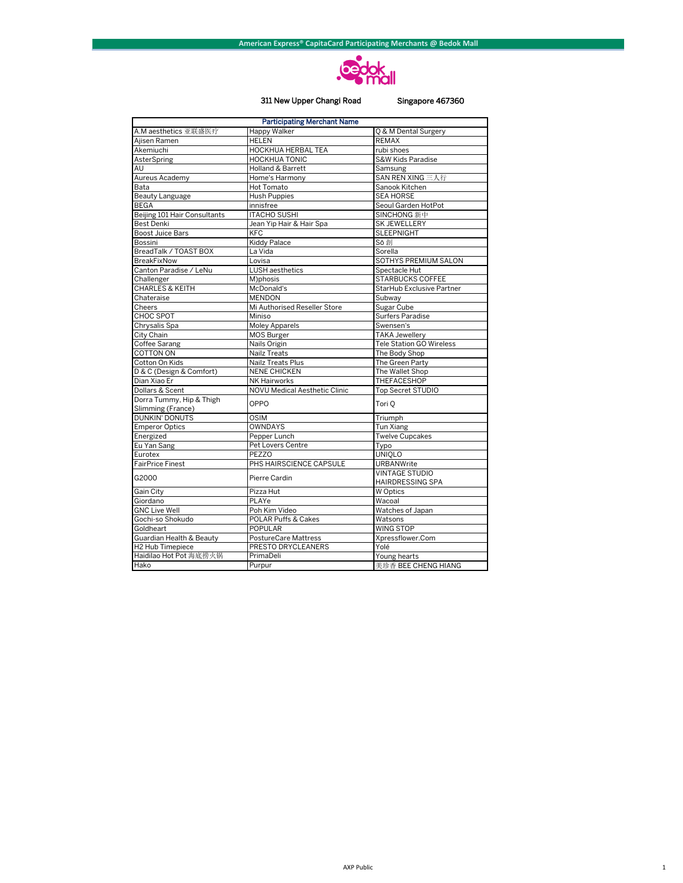# American Express® CapitaCard Participating Merchants @ Bedok Mall

bedok mall

311 New Upper Changi Road Singapore 467360

| Participating Merchant Name | | |
|---|---|---|
| A.M aesthetics 亚联盛医疗 | Happy Walker | Q & M Dental Surgery |
| Ajisen Ramen | HELEN | REMAX |
| Akemiuchi | HOCKHUA HERBAL TEA | rubi shoes |
| AsterSpring | HOCKHUA TONIC | S&W Kids Paradise |
| AU | Holland & Barrett | Samsung |
| Aureus Academy | Home's Harmony | SAN REN XING 三人行 |
| Bata | Hot Tomato | Sanook Kitchen |
| Beauty Language | Hush Puppies | SEA HORSE |
| BEGA | innisfree | Seoul Garden HotPot |
| Beijing 101 Hair Consultants | ITACHO SUSHI | SINCHONG 新中 |
| Best Denki | Jean Yip Hair & Hair Spa | SK JEWELLERY |
| Boost Juice Bars | KFC | SLEEPNIGHT |
| Bossini | Kiddy Palace | Sō 創 |
| BreadTalk / TOAST BOX | La Vida | Sorella |
| BreakFixNow | Lovisa | SOTHYS PREMIUM SALON |
| Canton Paradise / LeNu | LUSH aesthetics | Spectacle Hut |
| Challenger | M)phosis | STARBUCKS COFFEE |
| CHARLES & KEITH | McDonald's | StarHub Exclusive Partner |
| Chateraise | MENDON | Subway |
| Cheers | Mi Authorised Reseller Store | Sugar Cube |
| CHOC SPOT | Miniso | Surfers Paradise |
| Chrysalis Spa | Moley Apparels | Swensen's |
| City Chain | MOS Burger | TAKA Jewellery |
| Coffee Sarang | Nails Origin | Tele Station GO Wireless |
| COTTON ON | Nailz Treats | The Body Shop |
| Cotton On Kids | Nailz Treats Plus | The Green Party |
| D & C (Design & Comfort) | NENE CHICKEN | The Wallet Shop |
| Dian Xiao Er | NK Hairworks | THEFACESHOP |
| Dollars & Scent | NOVU Medical Aesthetic Clinic | Top Secret STUDIO |
| Dorra Tummy, Hip & Thigh Slimming (France) | OPPO | Tori Q |
| DUNKIN' DONUTS | OSIM | Triumph |
| Emperor Optics | OWNDAYS | Tun Xiang |
| Energized | Pepper Lunch | Twelve Cupcakes |
| Eu Yan Sang | Pet Lovers Centre | Typo |
| Eurotex | PEZZO | UNIQLO |
| FairPrice Finest | PHS HAIRSCIENCE CAPSULE | URBANWrite |
| G2000 | Pierre Cardin | VINTAGE STUDIO HAIRDRESSING SPA |
| Gain City | Pizza Hut | W Optics |
| Giordano | PLAYe | Wacoal |
| GNC Live Well | Poh Kim Video | Watches of Japan |
| Gochi-so Shokudo | POLAR Puffs & Cakes | Watsons |
| Goldheart | POPULAR | WING STOP |
| Guardian Health & Beauty | PostureCare Mattress | Xpressflower.Com |
| H2 Hub Timepiece | PRESTO DRYCLEANERS | Yolé |
| Haidilao Hot Pot 海底捞火锅 | PrimaDeli | Young hearts |
| Hako | Purpur | 美珍香 BEE CHENG HIANG |

AXP Public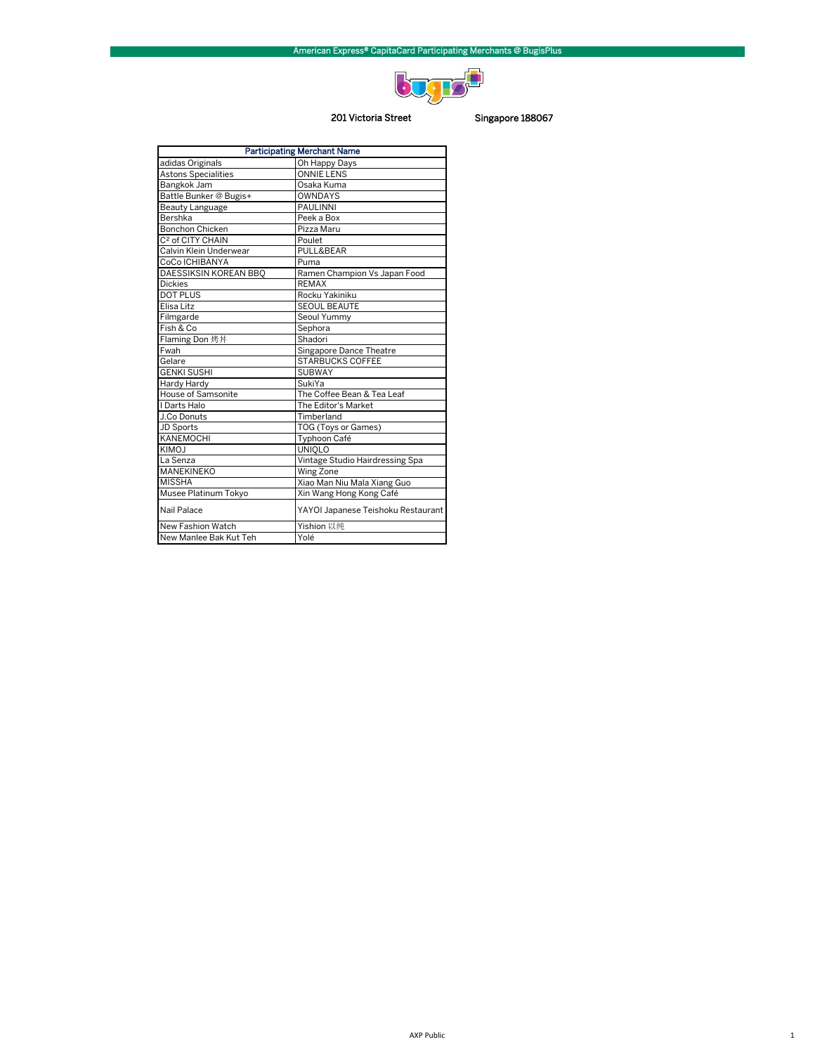American Express® CapitaCard Participating Merchants @ BugisPlus

201 Victoria Street Singapore 188067

| Participating Merchant Name | |
|---|---|
| adidas Originals | Oh Happy Days |
| Astons Specialities | ONNIE LENS |
| Bangkok Jam | Osaka Kuma |
| Battle Bunker @ Bugis+ | OWNDAYS |
| Beauty Language | PAULINNI |
| Bershka | Peek a Box |
| Bonchon Chicken | Pizza Maru |
| C² of CITY CHAIN | Poulet |
| Calvin Klein Underwear | PULL&BEAR |
| CoCo ICHIBANYA | Puma |
| DAESSIKSIN KOREAN BBQ | Ramen Champion Vs Japan Food |
| Dickies | REMAX |
| DOT PLUS | Rocku Yakiniku |
| Elisa Litz | SEOUL BEAUTE |
| Filmgarde | Seoul Yummy |
| Fish & Co | Sephora |
| Flaming Don 烤丼 | Shadori |
| Fwah | Singapore Dance Theatre |
| Gelare | STARBUCKS COFFEE |
| GENKI SUSHI | SUBWAY |
| Hardy Hardy | SukiYa |
| House of Samsonite | The Coffee Bean & Tea Leaf |
| I Darts Halo | The Editor's Market |
| J.Co Donuts | Timberland |
| JD Sports | TOG (Toys or Games) |
| KANEMOCHI | Typhoon Café |
| KIMOJ | UNIQLO |
| La Senza | Vintage Studio Hairdressing Spa |
| MANEKINEKO | Wing Zone |
| MISSHA | Xiao Man Niu Mala Xiang Guo |
| Musee Platinum Tokyo | Xin Wang Hong Kong Café |
| Nail Palace | YAYOI Japanese Teishoku Restaurant |
| New Fashion Watch | Yishion 以纯 |
| New Manlee Bak Kut Teh | Yolé |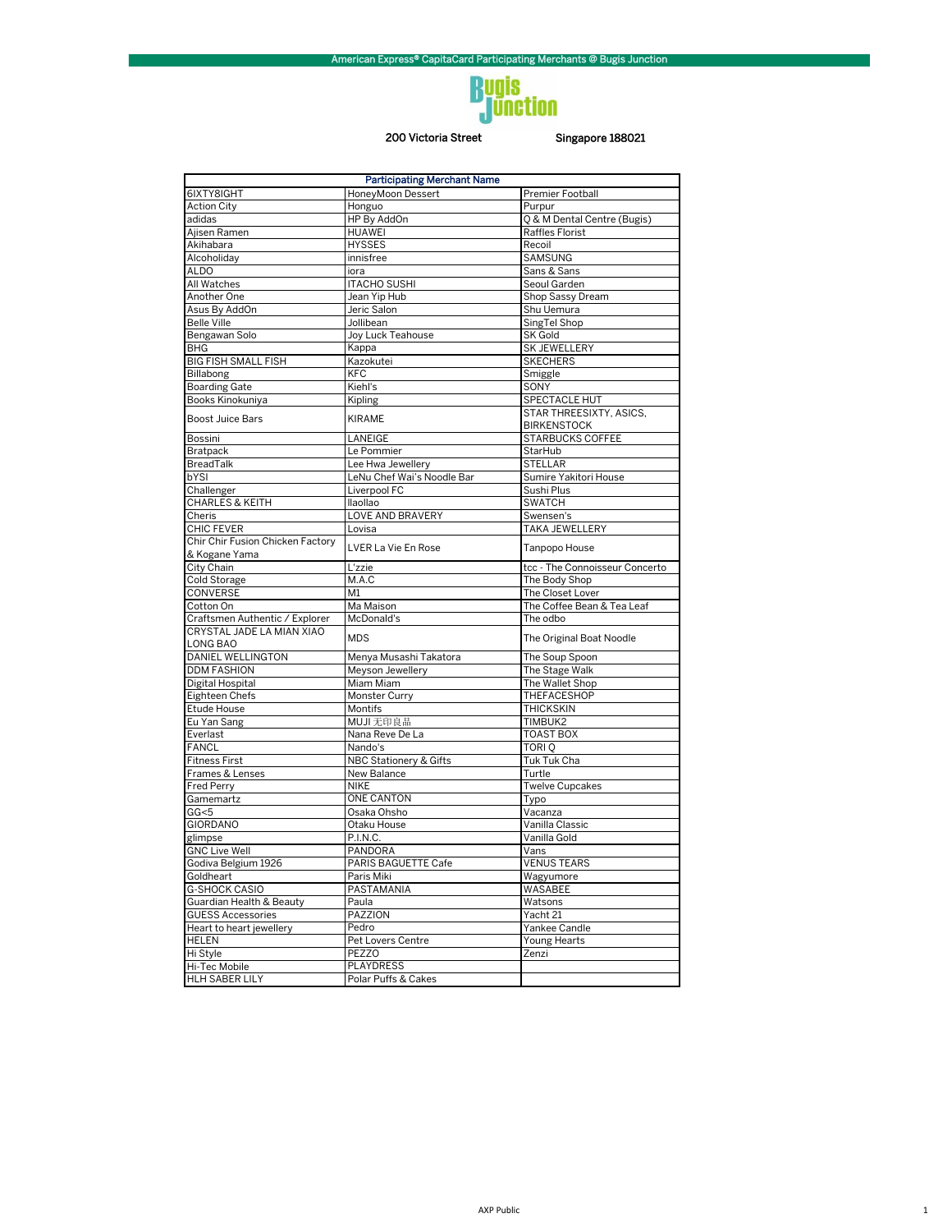American Express® CapitaCard Participating Merchants @ Bugis Junction

# Bugis Junction

200 Victoria Street Singapore 188021

| Participating Merchant Name | | |
|---|---|---|
| 6IXTY8IGHT | HoneyMoon Dessert | Premier Football |
| Action City | Honguo | Purpur |
| adidas | HP By AddOn | Q & M Dental Centre (Bugis) |
| Ajisen Ramen | HUAWEI | Raffles Florist |
| Akihabara | HYSSES | Recoil |
| Alcoholiday | innisfree | SAMSUNG |
| ALDO | iora | Sans & Sans |
| All Watches | ITACHO SUSHI | Seoul Garden |
| Another One | Jean Yip Hub | Shop Sassy Dream |
| Asus By AddOn | Jeric Salon | Shu Uemura |
| Belle Ville | Jollibean | SingTel Shop |
| Bengawan Solo | Joy Luck Teahouse | SK Gold |
| BHG | Kappa | SK JEWELLERY |
| BIG FISH SMALL FISH | Kazokutei | SKECHERS |
| Billabong | KFC | Smiggle |
| Boarding Gate | Kiehl's | SONY |
| Books Kinokuniya | Kipling | SPECTACLE HUT |
| Boost Juice Bars | KIRAME | STAR THREESIXTY, ASICS, BIRKENSTOCK |
| Bossini | LANEIGE | STARBUCKS COFFEE |
| Bratpack | Le Pommier | StarHub |
| BreadTalk | Lee Hwa Jewellery | STELLAR |
| bYSI | LeNu Chef Wai's Noodle Bar | Sumire Yakitori House |
| Challenger | Liverpool FC | Sushi Plus |
| CHARLES & KEITH | llaollao | SWATCH |
| Cheris | LOVE AND BRAVERY | Swensen's |
| CHIC FEVER | Lovisa | TAKA JEWELLERY |
| Chir Chir Fusion Chicken Factory & Kogane Yama | LVER La Vie En Rose | Tanpopo House |
| City Chain | L'zzie | tcc - The Connoisseur Concerto |
| Cold Storage | M.A.C | The Body Shop |
| CONVERSE | M1 | The Closet Lover |
| Cotton On | Ma Maison | The Coffee Bean & Tea Leaf |
| Craftsmen Authentic / Explorer | McDonald's | The odbo |
| CRYSTAL JADE LA MIAN XIAO LONG BAO | MDS | The Original Boat Noodle |
| DANIEL WELLINGTON | Menya Musashi Takatora | The Soup Spoon |
| DDM FASHION | Meyson Jewellery | The Stage Walk |
| Digital Hospital | Miam Miam | The Wallet Shop |
| Eighteen Chefs | Monster Curry | THEFACESHOP |
| Etude House | Montifs | THICKSKIN |
| Eu Yan Sang | MUJI 无印良品 | TIMBUK2 |
| Everlast | Nana Reve De La | TOAST BOX |
| FANCL | Nando's | TORI Q |
| Fitness First | NBC Stationery & Gifts | Tuk Tuk Cha |
| Frames & Lenses | New Balance | Turtle |
| Fred Perry | NIKE | Twelve Cupcakes |
| Gamemartz | ONE CANTON | Typo |
| GG<5 | Osaka Ohsho | Vacanza |
| GIORDANO | Otaku House | Vanilla Classic |
| glimpse | P.I.N.C. | Vanilla Gold |
| GNC Live Well | PANDORA | Vans |
| Godiva Belgium 1926 | PARIS BAGUETTE Cafe | VENUS TEARS |
| Goldheart | Paris Miki | Wagyumore |
| G-SHOCK CASIO | PASTAMANIA | WASABEE |
| Guardian Health & Beauty | Paula | Watsons |
| GUESS Accessories | PAZZION | Yacht 21 |
| Heart to heart jewellery | Pedro | Yankee Candle |
| HELEN | Pet Lovers Centre | Young Hearts |
| Hi Style | PEZZO | Zenzi |
| Hi-Tec Mobile | PLAYDRESS | |
| HLH SABER LILY | Polar Puffs & Cakes | |

AXP Public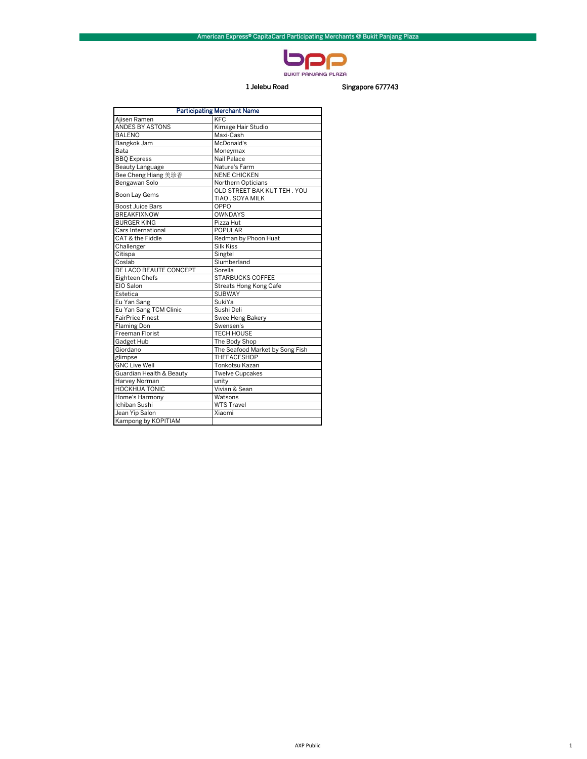# American Express® CapitaCard Participating Merchants @ Bukit Panjang Plaza

BUKIT PANJANG PLAZA

1 Jelebu Road Singapore 677743

| Participating Merchant Name | |
|---|---|
| Ajisen Ramen | KFC |
| ANDES BY ASTONS | Kimage Hair Studio |
| BALENO | Maxi-Cash |
| Bangkok Jam | McDonald's |
| Bata | Moneymax |
| BBQ Express | Nail Palace |
| Beauty Language | Nature's Farm |
| Bee Cheng Hiang 美珍香 | NENE CHICKEN |
| Bengawan Solo | Northern Opticians |
| Boon Lay Gems | OLD STREET BAK KUT TEH . YOU TIAO . SOYA MILK |
| Boost Juice Bars | OPPO |
| BREAKFIXNOW | OWNDAYS |
| BURGER KING | Pizza Hut |
| Cars International | POPULAR |
| CAT & the Fiddle | Redman by Phoon Huat |
| Challenger | Silk Kiss |
| Citispa | Singtel |
| Coslab | Slumberland |
| DE LACO BEAUTE CONCEPT | Sorella |
| Eighteen Chefs | STARBUCKS COFFEE |
| EIO Salon | Streats Hong Kong Cafe |
| Estetica | SUBWAY |
| Eu Yan Sang | SukiYa |
| Eu Yan Sang TCM Clinic | Sushi Deli |
| FairPrice Finest | Swee Heng Bakery |
| Flaming Don | Swensen's |
| Freeman Florist | TECH HOUSE |
| Gadget Hub | The Body Shop |
| Giordano | The Seafood Market by Song Fish |
| glimpse | THEFACESHOP |
| GNC Live Well | Tonkotsu Kazan |
| Guardian Health & Beauty | Twelve Cupcakes |
| Harvey Norman | unity |
| HOCKHUA TONIC | Vivian & Sean |
| Home's Harmony | Watsons |
| Ichiban Sushi | WTS Travel |
| Jean Yip Salon | Xiaomi |
| Kampong by KOPITIAM | |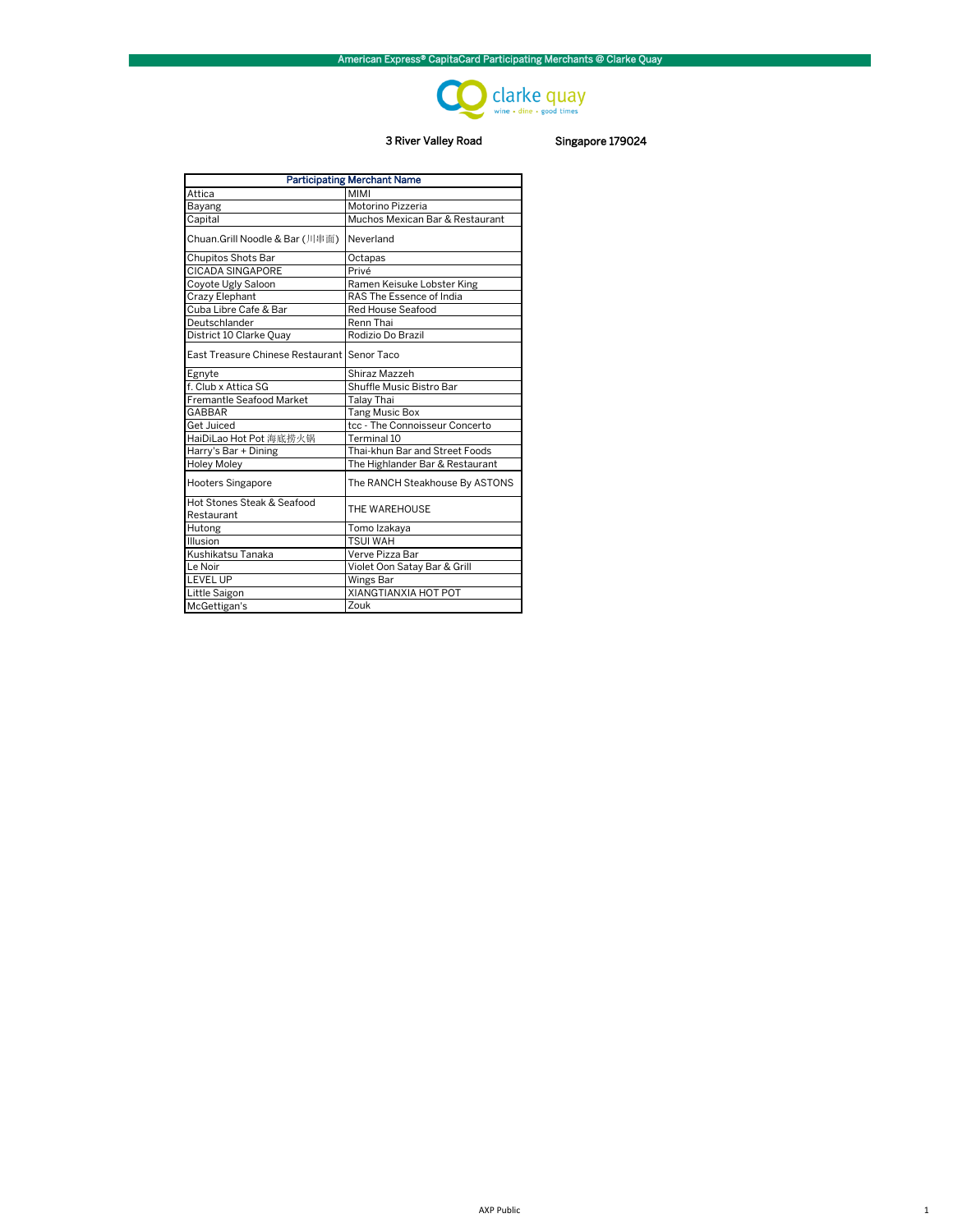American Express® CapitaCard Participating Merchants @ Clarke Quay

clarke quay
wine • dine • good times

3 River Valley Road Singapore 179024

| Participating Merchant Name | |
|---|---|
| Attica | MIMI |
| Bayang | Motorino Pizzeria |
| Capital | Muchos Mexican Bar & Restaurant |
| Chuan.Grill Noodle & Bar (川串面) | Neverland |
| Chupitos Shots Bar | Octapas |
| CICADA SINGAPORE | Privé |
| Coyote Ugly Saloon | Ramen Keisuke Lobster King |
| Crazy Elephant | RAS The Essence of India |
| Cuba Libre Cafe & Bar | Red House Seafood |
| Deutschlander | Renn Thai |
| District 10 Clarke Quay | Rodizio Do Brazil |
| East Treasure Chinese Restaurant | Senor Taco |
| Egnyte | Shiraz Mazzeh |
| f. Club x Attica SG | Shuffle Music Bistro Bar |
| Fremantle Seafood Market | Talay Thai |
| GABBAR | Tang Music Box |
| Get Juiced | tcc - The Connoisseur Concerto |
| HaiDiLao Hot Pot 海底捞火锅 | Terminal 10 |
| Harry's Bar + Dining | Thai-khun Bar and Street Foods |
| Holey Moley | The Highlander Bar & Restaurant |
| Hooters Singapore | The RANCH Steakhouse By ASTONS |
| Hot Stones Steak & Seafood Restaurant | THE WAREHOUSE |
| Hutong | Tomo Izakaya |
| Illusion | TSUI WAH |
| Kushikatsu Tanaka | Verve Pizza Bar |
| Le Noir | Violet Oon Satay Bar & Grill |
| LEVEL UP | Wings Bar |
| Little Saigon | XIANGTIANXIA HOT POT |
| McGettigan's | Zouk |

AXP Public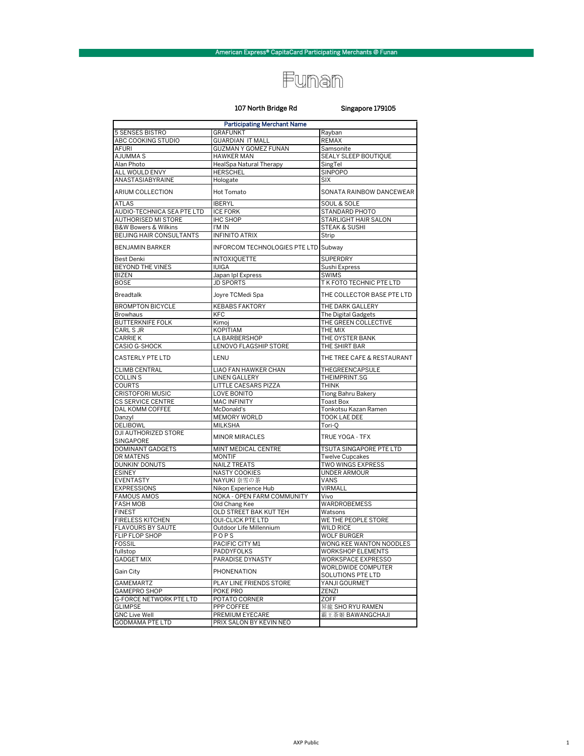American Express® CapitaCard Participating Merchants @ Funan

# Funan

107 North Bridge Rd Singapore 179105

| Participating Merchant Name | | |
|---|---|---|
| 5 SENSES BISTRO | GRAFUNKT | Rayban |
| ABC COOKING STUDIO | GUARDIAN IT MALL | REMAX |
| AFURI | GUZMAN Y GOMEZ FUNAN | Samsonite |
| AJUMMA S | HAWKER MAN | SEALY SLEEP BOUTIQUE |
| Alan Photo | HealSpa Natural Therapy | SingTel |
| ALL WOULD ENVY | HERSCHEL | SINPOPO |
| ANASTASIABYRAINE | Hologate | SIX |
| ARIUM COLLECTION | Hot Tomato | SONATA RAINBOW DANCEWEAR |
| ATLAS | IBERYL | SOUL & SOLE |
| AUDIO-TECHNICA SEA PTE LTD | ICE FORK | STANDARD PHOTO |
| AUTHORISED MI STORE | IHC SHOP | STARLIGHT HAIR SALON |
| B&W Bowers & Wilkins | I'M IN | STEAK & SUSHI |
| BEIJING HAIR CONSULTANTS | INFINITO ATRIX | Strip |
| BENJAMIN BARKER | INFORCOM TECHNOLOGIES PTE LTD | Subway |
| Best Denki | INTOXIQUETTE | SUPERDRY |
| BEYOND THE VINES | IUIGA | Sushi Express |
| BIZEN | Japan Ipl Express | SWIMS |
| BOSE | JD SPORTS | T K FOTO TECHNIC PTE LTD |
| Breadtalk | Joyre TCMedi Spa | THE COLLECTOR BASE PTE LTD |
| BROMPTON BICYCLE | KEBABS FAKTORY | THE DARK GALLERY |
| Browhaus | KFC | The Digital Gadgets |
| BUTTERKNIFE FOLK | Kimoj | THE GREEN COLLECTIVE |
| CARL S JR | KOPITIAM | THE MIX |
| CARRIE K | LA BARBERSHOP | THE OYSTER BANK |
| CASIO G-SHOCK | LENOVO FLAGSHIP STORE | THE SHIRT BAR |
| CASTERLY PTE LTD | LENU | THE TREE CAFE & RESTAURANT |
| CLIMB CENTRAL | LIAO FAN HAWKER CHAN | THEGREENCAPSULE |
| COLLIN S | LINEN GALLERY | THEIMPRINT.SG |
| COURTS | LITTLE CAESARS PIZZA | THINK |
| CRISTOFORI MUSIC | LOVE BONITO | Tiong Bahru Bakery |
| CS SERVICE CENTRE | MAC INFINITY | Toast Box |
| DAL KOMM COFFEE | McDonald's | Tonkotsu Kazan Ramen |
| Danzyl | MEMORY WORLD | TOOK LAE DEE |
| DELIBOWL | MILKSHA | Tori-Q |
| DJI AUTHORIZED STORE SINGAPORE | MINOR MIRACLES | TRUE YOGA - TFX |
| DOMINANT GADGETS | MINT MEDICAL CENTRE | TSUTA SINGAPORE PTE LTD |
| DR MATENS | MONTIF | Twelve Cupcakes |
| DUNKIN' DONUTS | NAILZ TREATS | TWO WINGS EXPRESS |
| ESINEY | NASTY COOKIES | UNDER ARMOUR |
| EVENTASTY | NAYUKI 奈雪の茶 | VANS |
| EXPRESSIONS | Nikon Experience Hub | VIRMALL |
| FAMOUS AMOS | NOKA - OPEN FARM COMMUNITY | Vivo |
| FASH MOB | Old Chang Kee | WARDROBEMESS |
| FINEST | OLD STREET BAK KUT TEH | Watsons |
| FIRELESS KITCHEN | OUI-CLICK PTE LTD | WE THE PEOPLE STORE |
| FLAVOURS BY SAUTE | Outdoor Life Millennium | WILD RICE |
| FLIP FLOP SHOP | P O P S | WOLF BURGER |
| FOSSIL | PACIFIC CITY M1 | WONG KEE WANTON NOODLES |
| fullstop | PADDYFOLKS | WORKSHOP ELEMENTS |
| GADGET MIX | PARADISE DYNASTY | WORKSPACE EXPRESSO |
| Gain City | PHONENATION | WORLDWIDE COMPUTER SOLUTIONS PTE LTD |
| GAMEMARTZ | PLAY LINE FRIENDS STORE | YANJI GOURMET |
| GAMEPRO SHOP | POKE PRO | ZENZI |
| G-FORCE NETWORK PTE LTD | POTATO CORNER | ZOFF |
| GLIMPSE | PPP COFFEE | 昇龍 SHO RYU RAMEN |
| GNC Live Well | PREMIUM EYECARE | 霸王茶姬 BAWANGCHAJI |
| GODMAMA PTE LTD | PRIX SALON BY KEVIN NEO | |

AXP Public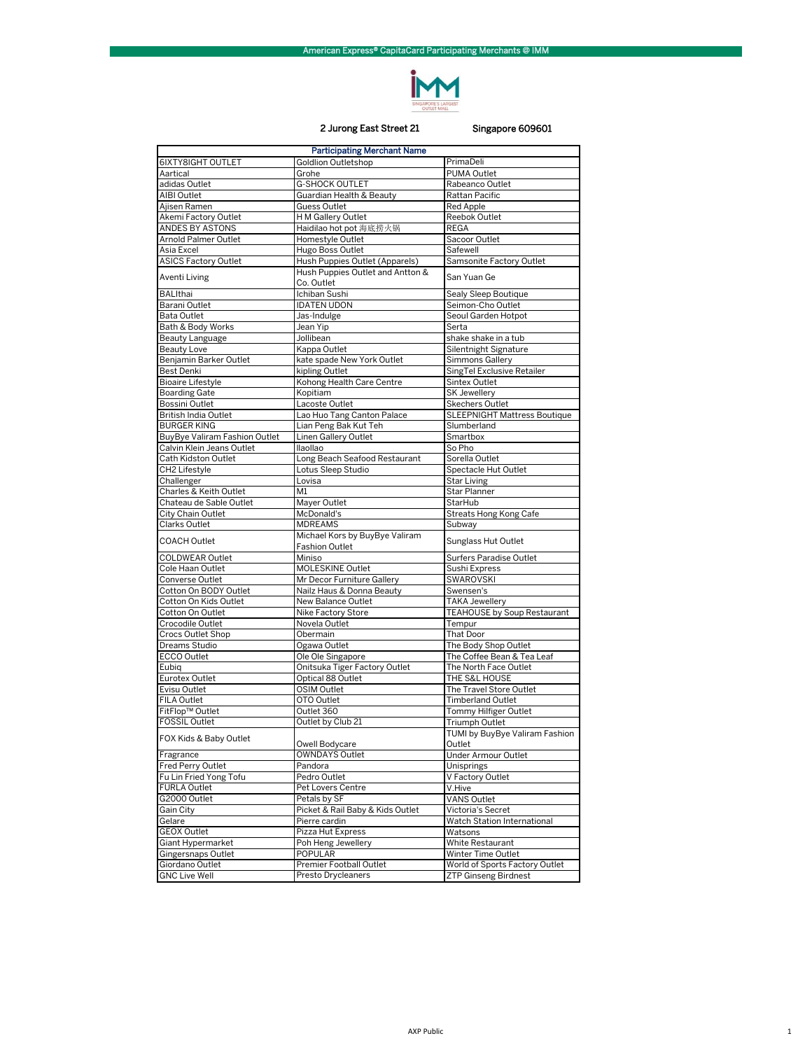# American Express® CapitaCard Participating Merchants @ IMM

IMM — SINGAPORE'S LARGEST OUTLET MALL

2 Jurong East Street 21 Singapore 609601

| Participating Merchant Name | | |
|---|---|---|
| 6IXTY8IGHT OUTLET | Goldlion Outletshop | PrimaDeli |
| Aartical | Grohe | PUMA Outlet |
| adidas Outlet | G-SHOCK OUTLET | Rabeanco Outlet |
| AIBI Outlet | Guardian Health & Beauty | Rattan Pacific |
| Ajisen Ramen | Guess Outlet | Red Apple |
| Akemi Factory Outlet | H M Gallery Outlet | Reebok Outlet |
| ANDES BY ASTONS | Haidilao hot pot 海底捞火锅 | REGA |
| Arnold Palmer Outlet | Homestyle Outlet | Sacoor Outlet |
| Asia Excel | Hugo Boss Outlet | Safewell |
| ASICS Factory Outlet | Hush Puppies Outlet (Apparels) | Samsonite Factory Outlet |
| Aventi Living | Hush Puppies Outlet and Antton & Co. Outlet | San Yuan Ge |
| BALIthai | Ichiban Sushi | Sealy Sleep Boutique |
| Barani Outlet | IDATEN UDON | Seimon-Cho Outlet |
| Bata Outlet | Jas-Indulge | Seoul Garden Hotpot |
| Bath & Body Works | Jean Yip | Serta |
| Beauty Language | Jollibean | shake shake in a tub |
| Beauty Love | Kappa Outlet | Silentnight Signature |
| Benjamin Barker Outlet | kate spade New York Outlet | Simmons Gallery |
| Best Denki | kipling Outlet | SingTel Exclusive Retailer |
| Bioaire Lifestyle | Kohong Health Care Centre | Sintex Outlet |
| Boarding Gate | Kopitiam | SK Jewellery |
| Bossini Outlet | Lacoste Outlet | Skechers Outlet |
| British India Outlet | Lao Huo Tang Canton Palace | SLEEPNIGHT Mattress Boutique |
| BURGER KING | Lian Peng Bak Kut Teh | Slumberland |
| BuyBye Valiram Fashion Outlet | Linen Gallery Outlet | Smartbox |
| Calvin Klein Jeans Outlet | llaollao | So Pho |
| Cath Kidston Outlet | Long Beach Seafood Restaurant | Sorella Outlet |
| CH2 Lifestyle | Lotus Sleep Studio | Spectacle Hut Outlet |
| Challenger | Lovisa | Star Living |
| Charles & Keith Outlet | M1 | Star Planner |
| Chateau de Sable Outlet | Mayer Outlet | StarHub |
| City Chain Outlet | McDonald's | Streats Hong Kong Cafe |
| Clarks Outlet | MDREAMS | Subway |
| COACH Outlet | Michael Kors by BuyBye Valiram Fashion Outlet | Sunglass Hut Outlet |
| COLDWEAR Outlet | Miniso | Surfers Paradise Outlet |
| Cole Haan Outlet | MOLESKINE Outlet | Sushi Express |
| Converse Outlet | Mr Decor Furniture Gallery | SWAROVSKI |
| Cotton On BODY Outlet | Nailz Haus & Donna Beauty | Swensen's |
| Cotton On Kids Outlet | New Balance Outlet | TAKA Jewellery |
| Cotton On Outlet | Nike Factory Store | TEAHOUSE by Soup Restaurant |
| Crocodile Outlet | Novela Outlet | Tempur |
| Crocs Outlet Shop | Obermain | That Door |
| Dreams Studio | Ogawa Outlet | The Body Shop Outlet |
| ECCO Outlet | Ole Ole Singapore | The Coffee Bean & Tea Leaf |
| Eubiq | Onitsuka Tiger Factory Outlet | The North Face Outlet |
| Eurotex Outlet | Optical 88 Outlet | THE S&L HOUSE |
| Evisu Outlet | OSIM Outlet | The Travel Store Outlet |
| FILA Outlet | OTO Outlet | Timberland Outlet |
| FitFlop™ Outlet | Outlet 360 | Tommy Hilfiger Outlet |
| FOSSIL Outlet | Outlet by Club 21 | Triumph Outlet |
| FOX Kids & Baby Outlet | Owell Bodycare | TUMI by BuyBye Valiram Fashion Outlet |
| Fragrance | OWNDAYS Outlet | Under Armour Outlet |
| Fred Perry Outlet | Pandora | Unisprings |
| Fu Lin Fried Yong Tofu | Pedro Outlet | V Factory Outlet |
| FURLA Outlet | Pet Lovers Centre | V.Hive |
| G2000 Outlet | Petals by SF | VANS Outlet |
| Gain City | Picket & Rail Baby & Kids Outlet | Victoria's Secret |
| Gelare | Pierre cardin | Watch Station International |
| GEOX Outlet | Pizza Hut Express | Watsons |
| Giant Hypermarket | Poh Heng Jewellery | White Restaurant |
| Gingersnaps Outlet | POPULAR | Winter Time Outlet |
| Giordano Outlet | Premier Football Outlet | World of Sports Factory Outlet |
| GNC Live Well | Presto Drycleaners | ZTP Ginseng Birdnest |

AXP Public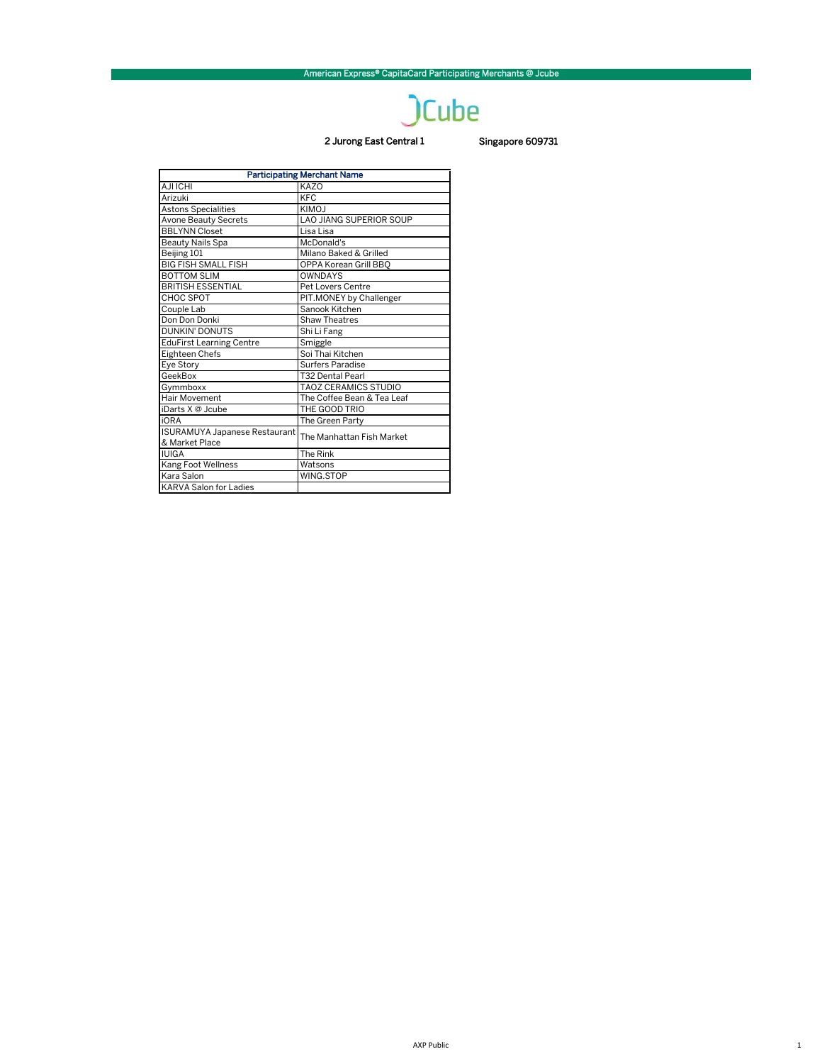American Express® CapitaCard Participating Merchants @ Jcube

JCube

2 Jurong East Central 1 Singapore 609731

| Participating Merchant Name | |
|---|---|
| AJI ICHI | KAZO |
| Arizuki | KFC |
| Astons Specialities | KIMOJ |
| Avone Beauty Secrets | LAO JIANG SUPERIOR SOUP |
| BBLYNN Closet | Lisa Lisa |
| Beauty Nails Spa | McDonald's |
| Beijing 101 | Milano Baked & Grilled |
| BIG FISH SMALL FISH | OPPA Korean Grill BBQ |
| BOTTOM SLIM | OWNDAYS |
| BRITISH ESSENTIAL | Pet Lovers Centre |
| CHOC SPOT | PIT.MONEY by Challenger |
| Couple Lab | Sanook Kitchen |
| Don Don Donki | Shaw Theatres |
| DUNKIN' DONUTS | Shi Li Fang |
| EduFirst Learning Centre | Smiggle |
| Eighteen Chefs | Soi Thai Kitchen |
| Eye Story | Surfers Paradise |
| GeekBox | T32 Dental Pearl |
| Gymmboxx | TAOZ CERAMICS STUDIO |
| Hair Movement | The Coffee Bean & Tea Leaf |
| iDarts X @ Jcube | THE GOOD TRIO |
| iORA | The Green Party |
| ISURAMUYA Japanese Restaurant & Market Place | The Manhattan Fish Market |
| IUIGA | The Rink |
| Kang Foot Wellness | Watsons |
| Kara Salon | WING.STOP |
| KARVA Salon for Ladies | |

AXP Public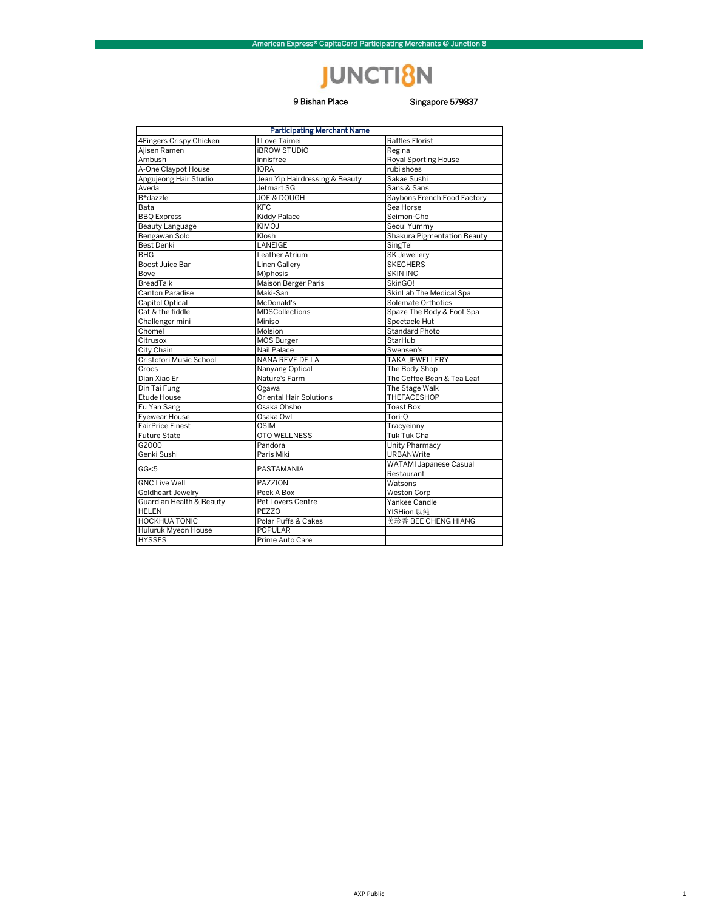American Express® CapitaCard Participating Merchants @ Junction 8

# JUNCTION 8

9 Bishan Place Singapore 579837

| Participating Merchant Name | | |
|---|---|---|
| 4Fingers Crispy Chicken | I Love Taimei | Raffles Florist |
| Ajisen Ramen | iBROW STUDiO | Regina |
| Ambush | innisfree | Royal Sporting House |
| A-One Claypot House | IORA | rubi shoes |
| Apgujeong Hair Studio | Jean Yip Hairdressing & Beauty | Sakae Sushi |
| Aveda | Jetmart SG | Sans & Sans |
| B*dazzle | JOE & DOUGH | Saybons French Food Factory |
| Bata | KFC | Sea Horse |
| BBQ Express | Kiddy Palace | Seimon-Cho |
| Beauty Language | KIMOJ | Seoul Yummy |
| Bengawan Solo | Klosh | Shakura Pigmentation Beauty |
| Best Denki | LANEIGE | SingTel |
| BHG | Leather Atrium | SK Jewellery |
| Boost Juice Bar | Linen Gallery | SKECHERS |
| Bove | M)phosis | SKIN INC |
| BreadTalk | Maison Berger Paris | SkinGO! |
| Canton Paradise | Maki-San | SkinLab The Medical Spa |
| Capitol Optical | McDonald's | Solemate Orthotics |
| Cat & the fiddle | MDSCollections | Spaze The Body & Foot Spa |
| Challenger mini | Miniso | Spectacle Hut |
| Chomel | Molsion | Standard Photo |
| Citrusox | MOS Burger | StarHub |
| City Chain | Nail Palace | Swensen's |
| Cristofori Music School | NANA REVE DE LA | TAKA JEWELLERY |
| Crocs | Nanyang Optical | The Body Shop |
| Dian Xiao Er | Nature's Farm | The Coffee Bean & Tea Leaf |
| Din Tai Fung | Ogawa | The Stage Walk |
| Etude House | Oriental Hair Solutions | THEFACESHOP |
| Eu Yan Sang | Osaka Ohsho | Toast Box |
| Eyewear House | Osaka Owl | Tori-Q |
| FairPrice Finest | OSIM | Tracyeinny |
| Future State | OTO WELLNESS | Tuk Tuk Cha |
| G2000 | Pandora | Unity Pharmacy |
| Genki Sushi | Paris Miki | URBANWrite |
| GG<5 | PASTAMANIA | WATAMI Japanese Casual Restaurant |
| GNC Live Well | PAZZION | Watsons |
| Goldheart Jewelry | Peek A Box | Weston Corp |
| Guardian Health & Beauty | Pet Lovers Centre | Yankee Candle |
| HELEN | PEZZO | YISHion 以纯 |
| HOCKHUA TONIC | Polar Puffs & Cakes | 美珍香 BEE CHENG HIANG |
| Huluruk Myeon House | POPULAR | |
| HYSSES | Prime Auto Care | |

AXP Public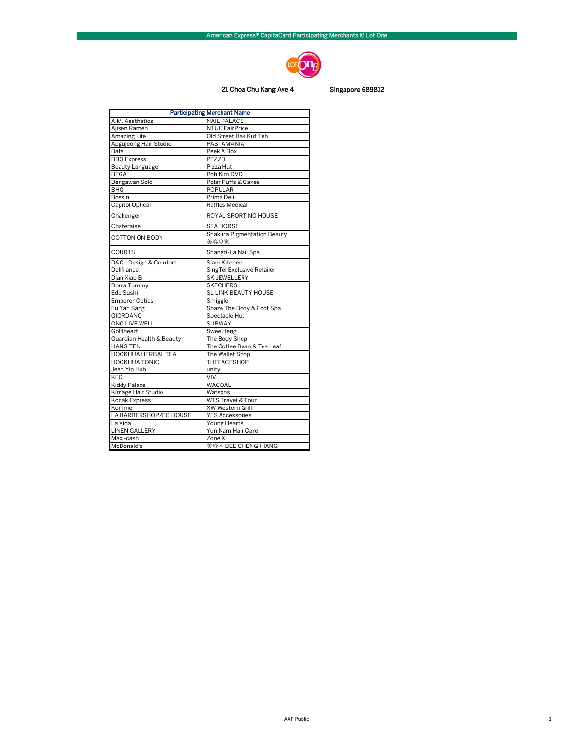# American Express® CapitaCard Participating Merchants @ Lot One

21 Choa Chu Kang Ave 4 Singapore 689812

| Participating Merchant Name | |
|---|---|
| A.M. Aesthetics | NAIL PALACE |
| Ajisen Ramen | NTUC FairPrice |
| Amazing Life | Old Street Bak Kut Teh |
| Apgujeong Hair Studio | PASTAMANIA |
| Bata | Peek A Box |
| BBQ Express | PEZZO |
| Beauty Language | Pizza Hut |
| BEGA | Poh Kim DVD |
| Bengawan Solo | Polar Puffs & Cakes |
| BHG | POPULAR |
| Bossini | Prima Deli |
| Capitol Optical | Raffles Medical |
| Challenger | ROYAL SPORTING HOUSE |
| Chateraise | SEA HORSE |
| COTTON ON BODY | Shakura Pigmentation Beauty 美容の家 |
| COURTS | Shangri-La Nail Spa |
| D&C - Design & Comfort | Siam Kitchen |
| Delifrance | SingTel Exclusive Retailer |
| Dian Xiao Er | SK JEWELLERY |
| Dorra Tummy | SKECHERS |
| Edo Sushi | SL LINK BEAUTY HOUSE |
| Emperor Optics | Smiggle |
| Eu Yan Sang | Spaze The Body & Foot Spa |
| GIORDANO | Spectacle Hut |
| GNC LIVE WELL | SUBWAY |
| Goldheart | Swee Heng |
| Guardian Health & Beauty | The Body Shop |
| HANG TEN | The Coffee Bean & Tea Leaf |
| HOCKHUA HERBAL TEA | The Wallet Shop |
| HOCKHUA TONIC | THEFACESHOP |
| Jean Yip Hub | unity |
| KFC | VIVI |
| Kiddy Palace | WACOAL |
| Kimage Hair Studio | Watsons |
| Kodak Express | WTS Travel & Tour |
| Komme | XW Western Grill |
| LA BARBERSHOP/EC HOUSE | YES Accessories |
| La Vida | Young Hearts |
| LINEN GALLERY | Yun Nam Hair Care |
| Maxi-cash | Zone X |
| McDonald's | 美珍香 BEE CHENG HIANG |

AXP Public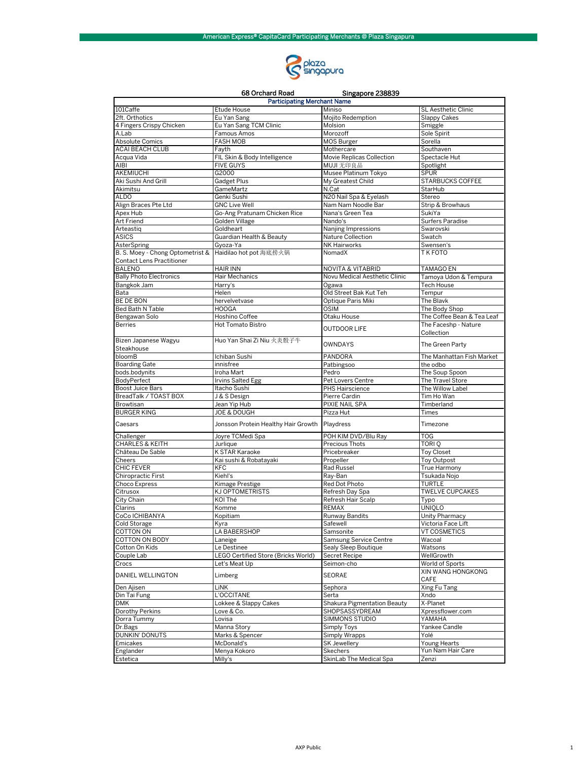American Express® CapitaCard Participating Merchants @ Plaza Singapura

68 Orchard Road Singapore 238839

| Participating Merchant Name | | | |
|---|---|---|---|
| 101Caffe | Etude House | Miniso | SL Aesthetic Clinic |
| 2ft. Orthotics | Eu Yan Sang | Mojito Redemption | Slappy Cakes |
| 4 Fingers Crispy Chicken | Eu Yan Sang TCM Clinic | Molsion | Smiggle |
| A.Lab | Famous Amos | Morozoff | Sole Spirit |
| Absolute Comics | FASH MOB | MOS Burger | Sorella |
| ACAI BEACH CLUB | Fayth | Mothercare | Southaven |
| Acqua Vida | FIL Skin & Body Intelligence | Movie Replicas Collection | Spectacle Hut |
| AIBI | FIVE GUYS | MUJI 无印良品 | Spotlight |
| AKEMIUCHI | G2000 | Musee Platinum Tokyo | SPUR |
| Aki Sushi And Grill | Gadget Plus | My Greatest Child | STARBUCKS COFFEE |
| Akimitsu | GameMartz | N.Cat | StarHub |
| ALDO | Genki Sushi | N20 Nail Spa & Eyelash | Stereo |
| Align Braces Pte Ltd | GNC Live Well | Nam Nam Noodle Bar | Strip & Browhaus |
| Apex Hub | Go-Ang Pratunam Chicken Rice | Nana's Green Tea | SukiYa |
| Art Friend | Golden Village | Nando's | Surfers Paradise |
| Arteastiq | Goldheart | Nanjing Impressions | Swarovski |
| ASICS | Guardian Health & Beauty | Nature Collection | Swatch |
| AsterSpring | Gyoza-Ya | NK Hairworks | Swensen's |
| B. S. Moey - Chong Optometrist & Contact Lens Practitioner | Haidilao hot pot 海底捞火锅 | NomadX | T K FOTO |
| BALENO | HAIR INN | NOVITA & VITABRID | TAMAGO EN |
| Bally Photo Electronics | Hair Mechanics | Novu Medical Aesthetic Clinic | Tamoya Udon & Tempura |
| Bangkok Jam | Harry's | Ogawa | Tech House |
| Bata | Helen | Old Street Bak Kut Teh | Tempur |
| BE DE BON | hervelvetvase | Optique Paris Miki | The Blavk |
| Bed Bath N Table | HOOGA | OSIM | The Body Shop |
| Bengawan Solo | Hoshino Coffee | Otaku House | The Coffee Bean & Tea Leaf |
| Berries | Hot Tomato Bistro | OUTDOOR LIFE | The Faceshp - Nature Collection |
| Bizen Japanese Wagyu Steakhouse | Huo Yan Shai Zi Niu 火炎骰子牛 | OWNDAYS | The Green Party |
| bloomB | Ichiban Sushi | PANDORA | The Manhattan Fish Market |
| Boarding Gate | innisfree | Patbingsoo | the odbo |
| bods.bodynits | Iroha Mart | Pedro | The Soup Spoon |
| BodyPerfect | Irvins Salted Egg | Pet Lovers Centre | The Travel Store |
| Boost Juice Bars | Itacho Sushi | PHS Hairscience | The Willow Label |
| BreadTalk / TOAST BOX | J & S Design | Pierre Cardin | Tim Ho Wan |
| Browtisan | Jean Yip Hub | PIXIE NAIL SPA | Timberland |
| BURGER KING | JOE & DOUGH | Pizza Hut | Times |
| Caesars | Jonsson Protein Healthy Hair Growth | Playdress | Timezone |
| Challenger | Joyre TCMedi Spa | POH KIM DVD/Blu Ray | TOG |
| CHARLES & KEITH | Jurlique | Precious Thots | TORI Q |
| Château De Sable | K STAR Karaoke | Pricebreaker | Toy Closet |
| Cheers | Kai sushi & Robatayaki | Propeller | Toy Outpost |
| CHIC FEVER | KFC | Rad Russel | True Harmony |
| Chiropractic First | Kiehl's | Ray-Ban | Tsukada Nojo |
| Choco Express | Kimage Prestige | Red Dot Photo | TURTLE |
| Citrusox | KJ OPTOMETRISTS | Refresh Day Spa | TWELVE CUPCAKES |
| City Chain | KOI Thé | Refresh Hair Scalp | Typo |
| Clarins | Komme | REMAX | UNIQLO |
| CoCo ICHIBANYA | Kopitiam | Runway Bandits | Unity Pharmacy |
| Cold Storage | Kyra | Safewell | Victoria Face Lift |
| COTTON ON | LA BABERSHOP | Samsonite | VT COSMETICS |
| COTTON ON BODY | Laneige | Samsung Service Centre | Wacoal |
| Cotton On Kids | Le Destinee | Sealy Sleep Boutique | Watsons |
| Couple Lab | LEGO Certified Store (Bricks World) | Secret Recipe | WellGrowth |
| Crocs | Let's Meat Up | Seimon-cho | World of Sports |
| DANIEL WELLINGTON | Limberg | SEORAE | XIN WANG HONGKONG CAFE |
| Den Ajisen | LiNK | Sephora | Xing Fu Tang |
| Din Tai Fung | L'OCCITANE | Serta | Xndo |
| DMK | Lokkee & Slappy Cakes | Shakura Pigmentation Beauty | X-Planet |
| Dorothy Perkins | Love & Co. | SHOPSASSYDREAM | Xpressflower.com |
| Dorra Tummy | Lovisa | SIMMONS STUDIO | YAMAHA |
| Dr.Bags | Manna Story | Simply Toys | Yankee Candle |
| DUNKIN' DONUTS | Marks & Spencer | Simply Wrapps | Yolé |
| Emicakes | McDonald's | SK Jewellery | Young Hearts |
| Englander | Menya Kokoro | Skechers | Yun Nam Hair Care |
| Estetica | Milly's | SkinLab The Medical Spa | Zenzi |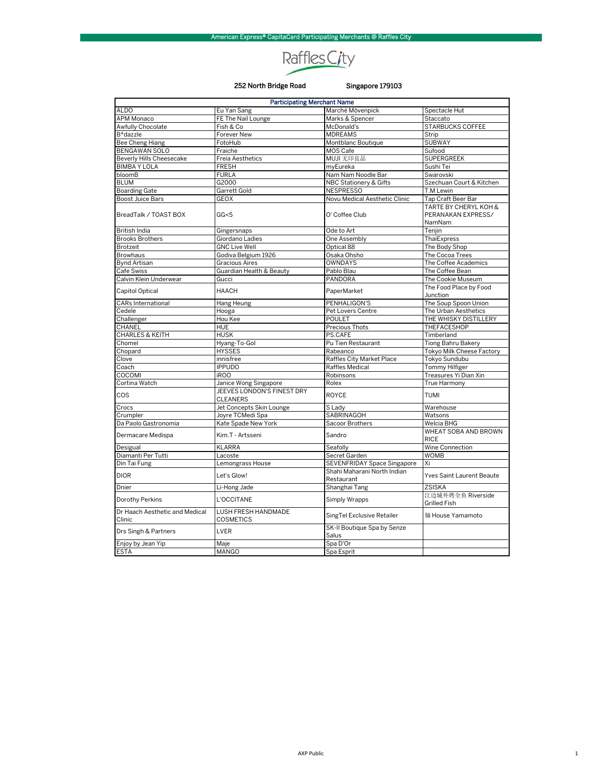# American Express® CapitaCard Participating Merchants @ Raffles City

Raffles City

252 North Bridge Road Singapore 179103

| Participating Merchant Name | | | |
|---|---|---|---|
| ALDO | Eu Yan Sang | Marché Mövenpick | Spectacle Hut |
| APM Monaco | FE The Nail Lounge | Marks & Spencer | Staccato |
| Awfully Chocolate | Fish & Co | McDonald's | STARBUCKS COFFEE |
| B*dazzle | Forever New | MDREAMS | Strip |
| Bee Cheng Hiang | FotoHub | Montblanc Boutique | SUBWAY |
| BENGAWAN SOLO | Fraiche | MOS Cafe | Sufood |
| Beverly Hills Cheesecake | Freia Aesthetics | MUJI 无印良品 | SUPERGREEK |
| BIMBA Y LOLA | FRESH | myEureka | Sushi Tei |
| bloomB | FURLA | Nam Nam Noodle Bar | Swarovski |
| BLUM | G2000 | NBC Stationery & Gifts | Szechuan Court & Kitchen |
| Boarding Gate | Garrett Gold | NESPRESSO | T.M Lewin |
| Boost Juice Bars | GEOX | Novu Medical Aesthetic Clinic | Tap Craft Beer Bar |
| BreadTalk / TOAST BOX | GG<5 | O' Coffee Club | TARTE BY CHERYL KOH & PERANAKAN EXPRESS/ NamNam |
| British India | Gingersnaps | Ode to Art | Tenjin |
| Brooks Brothers | Giordano Ladies | One Assembly | ThaiExpress |
| Brotzeit | GNC Live Well | Optical 88 | The Body Shop |
| Browhaus | Godiva Belgium 1926 | Osaka Ohsho | The Cocoa Trees |
| Bynd Artisan | Gracious Aires | OWNDAYS | The Coffee Academics |
| Cafe Swiss | Guardian Health & Beauty | Pablo Blau | The Coffee Bean |
| Calvin Klein Underwear | Gucci | PANDORA | The Cookie Museum |
| Capitol Optical | HAACH | PaperMarket | The Food Place by Food Junction |
| CARs International | Hang Heung | PENHALIGON'S | The Soup Spoon Union |
| Cedele | Hooga | Pet Lovers Centre | The Urban Aesthetics |
| Challenger | Hou Kee | POULET | THE WHISKY DISTILLERY |
| CHANEL | HUE | Precious Thots | THEFACESHOP |
| CHARLES & KEITH | HUSK | PS.CAFE | Timberland |
| Chomel | Hyang-To-Gol | Pu Tien Restaurant | Tiong Bahru Bakery |
| Chopard | HYSSES | Rabeanco | Tokyo Milk Cheese Factory |
| Clove | innisfree | Raffles City Market Place | Tokyo Sundubu |
| Coach | IPPUDO | Raffles Medical | Tommy Hilfiger |
| COCOMI | iROO | Robinsons | Treasures Yi Dian Xin |
| Cortina Watch | Janice Wong Singapore | Rolex | True Harmony |
| COS | JEEVES LONDON'S FINEST DRY CLEANERS | ROYCE | TUMI |
| Crocs | Jet Concepts Skin Lounge | S Lady | Warehouse |
| Crumpler | Joyre TCMedi Spa | SABRINAGOH | Watsons |
| Da Paolo Gastronomia | Kate Spade New York | Sacoor Brothers | Welcia BHG |
| Dermacare Medispa | Kim.T - Artsseni | Sandro | WHEAT SOBA AND BROWN RICE |
| Desigual | KLARRA | Seafolly | Wine Connection |
| Diamanti Per Tutti | Lacoste | Secret Garden | WOMB |
| Din Tai Fung | Lemongrass House | SEVENFRIDAY Space Singapore | Xi |
| DIOR | Let's Glow! | Shahi Maharani North Indian Restaurant | Yves Saint Laurent Beaute |
| Dnier | Li-Hong Jade | Shanghai Tang | ZSISKA |
| Dorothy Perkins | L'OCCITANE | Simply Wrapps | 江边城外烤全鱼 Riverside Grilled Fish |
| Dr Haach Aesthetic and Medical Clinic | LUSH FRESH HANDMADE COSMETICS | SingTel Exclusive Retailer | 麺 House Yamamoto |
| Drs Singh & Partners | LVER | SK-II Boutique Spa by Senze Salus | |
| Enjoy by Jean Yip | Maje | Spa D'Or | |
| ESTA | MANGO | Spa Esprit | |

AXP Public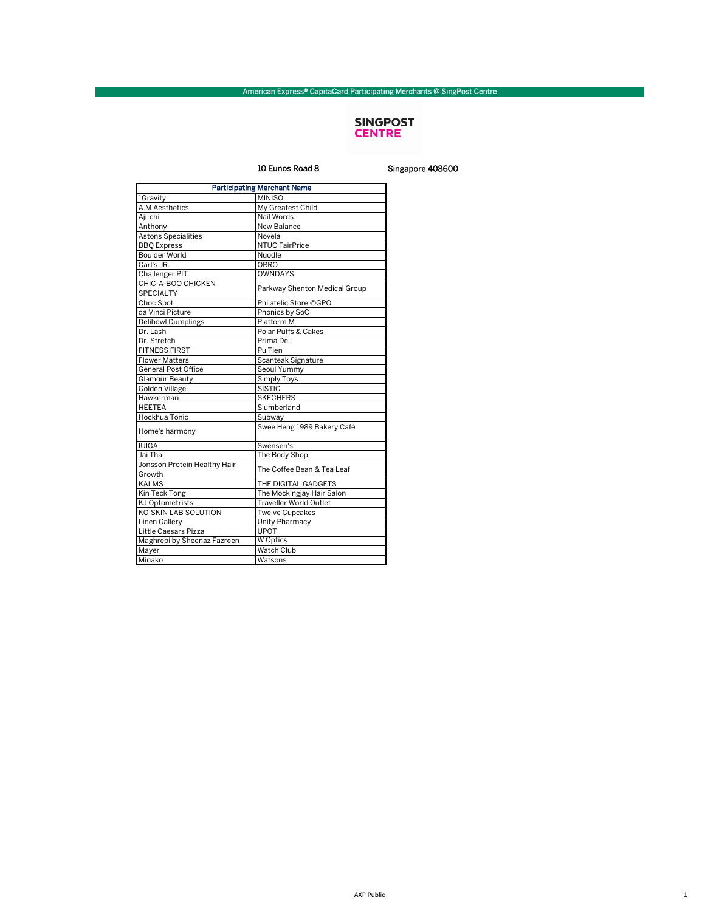American Express® CapitaCard Participating Merchants @ SingPost Centre

SINGPOST CENTRE

10 Eunos Road 8 Singapore 408600

| Participating Merchant Name | |
|---|---|
| 1Gravity | MINISO |
| A.M Aesthetics | My Greatest Child |
| Aji-chi | Nail Words |
| Anthony | New Balance |
| Astons Specialities | Novela |
| BBQ Express | NTUC FairPrice |
| Boulder World | Nuodle |
| Carl's JR. | ORRO |
| Challenger PIT | OWNDAYS |
| CHIC-A-BOO CHICKEN SPECIALTY | Parkway Shenton Medical Group |
| Choc Spot | Philatelic Store @GPO |
| da Vinci Picture | Phonics by SoC |
| Delibowl Dumplings | Platform M |
| Dr. Lash | Polar Puffs & Cakes |
| Dr. Stretch | Prima Deli |
| FITNESS FIRST | Pu Tien |
| Flower Matters | Scanteak Signature |
| General Post Office | Seoul Yummy |
| Glamour Beauty | Simply Toys |
| Golden Village | SISTIC |
| Hawkerman | SKECHERS |
| HEETEA | Slumberland |
| Hockhua Tonic | Subway |
| Home's harmony | Swee Heng 1989 Bakery Café |
| IUIGA | Swensen's |
| Jai Thai | The Body Shop |
| Jonsson Protein Healthy Hair Growth | The Coffee Bean & Tea Leaf |
| KALMS | THE DIGITAL GADGETS |
| Kin Teck Tong | The Mockingjay Hair Salon |
| KJ Optometrists | Traveller World Outlet |
| KOISKIN LAB SOLUTION | Twelve Cupcakes |
| Linen Gallery | Unity Pharmacy |
| Little Caesars Pizza | UPOT |
| Maghrebi by Sheenaz Fazreen | W Optics |
| Mayer | Watch Club |
| Minako | Watsons |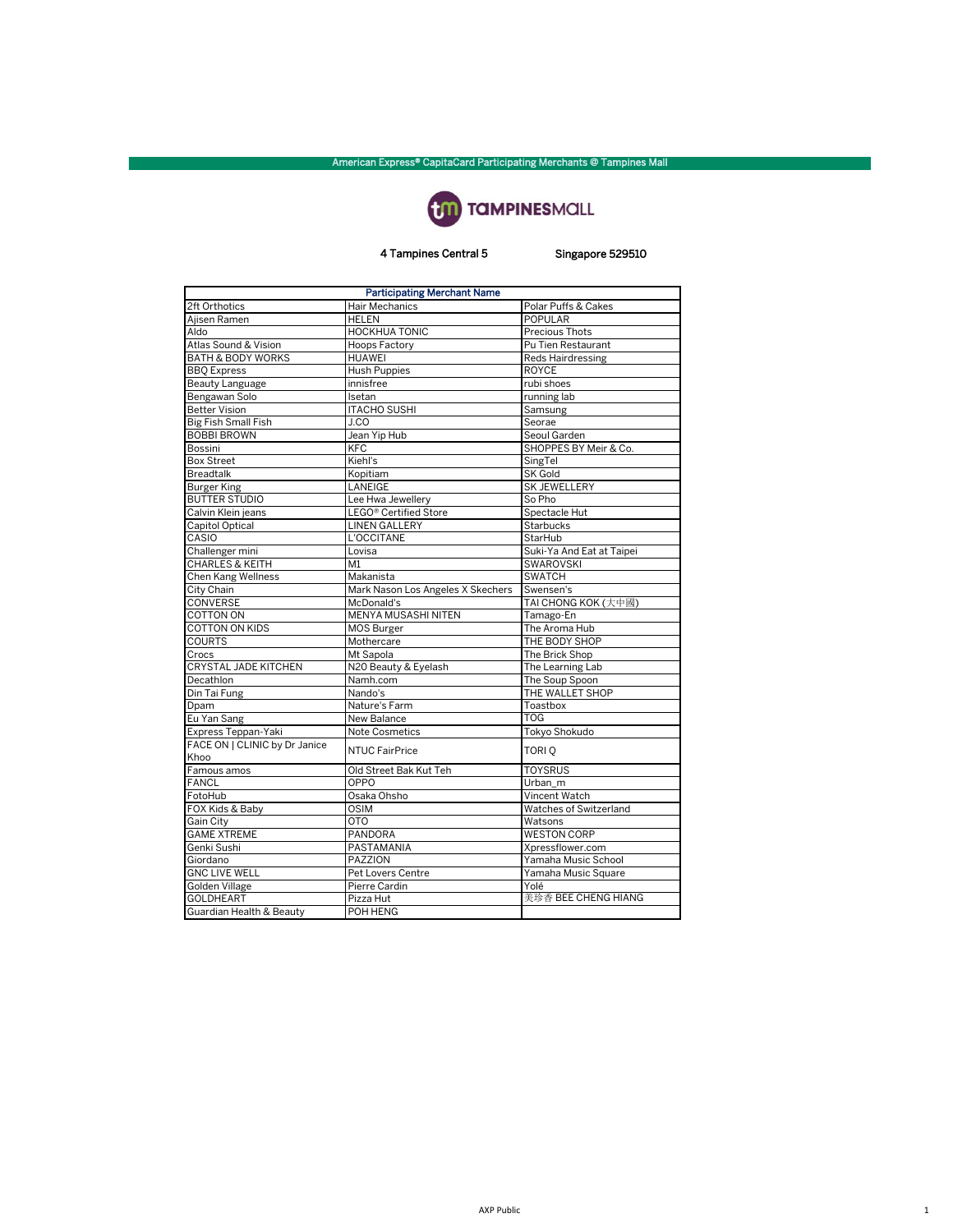American Express® CapitaCard Participating Merchants @ Tampines Mall

TAMPINESMALL

4 Tampines Central 5 Singapore 529510

| Participating Merchant Name | | |
|---|---|---|
| 2ft Orthotics | Hair Mechanics | Polar Puffs & Cakes |
| Ajisen Ramen | HELEN | POPULAR |
| Aldo | HOCKHUA TONIC | Precious Thots |
| Atlas Sound & Vision | Hoops Factory | Pu Tien Restaurant |
| BATH & BODY WORKS | HUAWEI | Reds Hairdressing |
| BBQ Express | Hush Puppies | ROYCE |
| Beauty Language | innisfree | rubi shoes |
| Bengawan Solo | Isetan | running lab |
| Better Vision | ITACHO SUSHI | Samsung |
| Big Fish Small Fish | J.CO | Seorae |
| BOBBI BROWN | Jean Yip Hub | Seoul Garden |
| Bossini | KFC | SHOPPES BY Meir & Co. |
| Box Street | Kiehl's | SingTel |
| Breadtalk | Kopitiam | SK Gold |
| Burger King | LANEIGE | SK JEWELLERY |
| BUTTER STUDIO | Lee Hwa Jewellery | So Pho |
| Calvin Klein jeans | LEGO® Certified Store | Spectacle Hut |
| Capitol Optical | LINEN GALLERY | Starbucks |
| CASIO | L'OCCITANE | StarHub |
| Challenger mini | Lovisa | Suki-Ya And Eat at Taipei |
| CHARLES & KEITH | M1 | SWAROVSKI |
| Chen Kang Wellness | Makanista | SWATCH |
| City Chain | Mark Nason Los Angeles X Skechers | Swensen's |
| CONVERSE | McDonald's | TAI CHONG KOK (大中國) |
| COTTON ON | MENYA MUSASHI NITEN | Tamago-En |
| COTTON ON KIDS | MOS Burger | The Aroma Hub |
| COURTS | Mothercare | THE BODY SHOP |
| Crocs | Mt Sapola | The Brick Shop |
| CRYSTAL JADE KITCHEN | N20 Beauty & Eyelash | The Learning Lab |
| Decathlon | Namh.com | The Soup Spoon |
| Din Tai Fung | Nando's | THE WALLET SHOP |
| Dpam | Nature's Farm | Toastbox |
| Eu Yan Sang | New Balance | TOG |
| Express Teppan-Yaki | Note Cosmetics | Tokyo Shokudo |
| FACE ON \| CLINIC by Dr Janice Khoo | NTUC FairPrice | TORI Q |
| Famous amos | Old Street Bak Kut Teh | TOYSRUS |
| FANCL | OPPO | Urban_m |
| FotoHub | Osaka Ohsho | Vincent Watch |
| FOX Kids & Baby | OSIM | Watches of Switzerland |
| Gain City | OTO | Watsons |
| GAME XTREME | PANDORA | WESTON CORP |
| Genki Sushi | PASTAMANIA | Xpressflower.com |
| Giordano | PAZZION | Yamaha Music School |
| GNC LIVE WELL | Pet Lovers Centre | Yamaha Music Square |
| Golden Village | Pierre Cardin | Yolé |
| GOLDHEART | Pizza Hut | 美珍香 BEE CHENG HIANG |
| Guardian Health & Beauty | POH HENG | |

AXP Public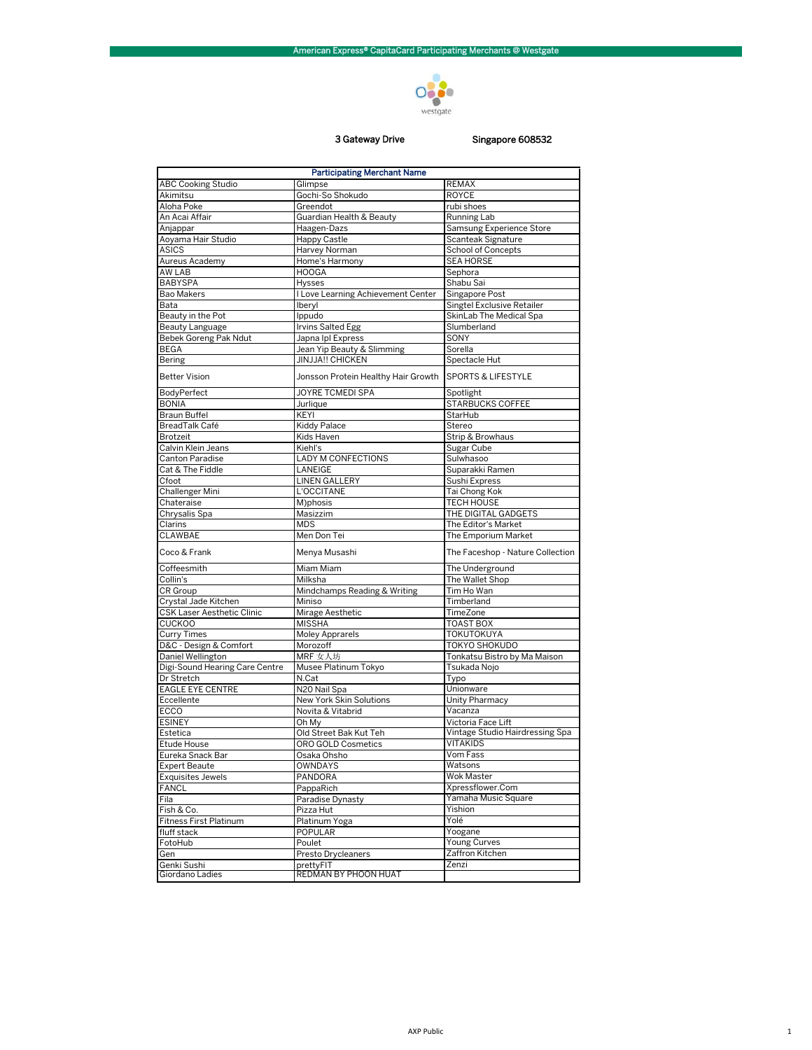## American Express® CapitaCard Participating Merchants @ Westgate

westgate

3 Gateway Drive Singapore 608532

| Participating Merchant Name | | |
|---|---|---|
| ABC Cooking Studio | Glimpse | REMAX |
| Akimitsu | Gochi-So Shokudo | ROYCE |
| Aloha Poke | Greendot | rubi shoes |
| An Acai Affair | Guardian Health & Beauty | Running Lab |
| Anjappar | Haagen-Dazs | Samsung Experience Store |
| Aoyama Hair Studio | Happy Castle | Scanteak Signature |
| ASICS | Harvey Norman | School of Concepts |
| Aureus Academy | Home's Harmony | SEA HORSE |
| AW LAB | HOOGA | Sephora |
| BABYSPA | Hysses | Shabu Sai |
| Bao Makers | I Love Learning Achievement Center | Singapore Post |
| Bata | Iberyl | Singtel Exclusive Retailer |
| Beauty in the Pot | Ippudo | SkinLab The Medical Spa |
| Beauty Language | Irvins Salted Egg | Slumberland |
| Bebek Goreng Pak Ndut | Japna Ipl Express | SONY |
| BEGA | Jean Yip Beauty & Slimming | Sorella |
| Bering | JINJJA!! CHICKEN | Spectacle Hut |
| Better Vision | Jonsson Protein Healthy Hair Growth | SPORTS & LIFESTYLE |
| BodyPerfect | JOYRE TCMEDI SPA | Spotlight |
| BONIA | Jurlique | STARBUCKS COFFEE |
| Braun Buffel | KEYI | StarHub |
| BreadTalk Café | Kiddy Palace | Stereo |
| Brotzeit | Kids Haven | Strip & Browhaus |
| Calvin Klein Jeans | Kiehl's | Sugar Cube |
| Canton Paradise | LADY M CONFECTIONS | Sulwhasoo |
| Cat & The Fiddle | LANEIGE | Suparakki Ramen |
| Cfoot | LINEN GALLERY | Sushi Express |
| Challenger Mini | L'OCCITANE | Tai Chong Kok |
| Chateraise | M)phosis | TECH HOUSE |
| Chrysalis Spa | Masizzim | THE DIGITAL GADGETS |
| Clarins | MDS | The Editor's Market |
| CLAWBAE | Men Don Tei | The Emporium Market |
| Coco & Frank | Menya Musashi | The Faceshop - Nature Collection |
| Coffeesmith | Miam Miam | The Underground |
| Collin's | Milksha | The Wallet Shop |
| CR Group | Mindchamps Reading & Writing | Tim Ho Wan |
| Crystal Jade Kitchen | Miniso | Timberland |
| CSK Laser Aesthetic Clinic | Mirage Aesthetic | TimeZone |
| CUCKOO | MISSHA | TOAST BOX |
| Curry Times | Moley Apprarels | TOKUTOKUYA |
| D&C - Design & Comfort | Morozoff | TOKYO SHOKUDO |
| Daniel Wellington | MRF 女人坊 | Tonkatsu Bistro by Ma Maison |
| Digi-Sound Hearing Care Centre | Musee Platinum Tokyo | Tsukada Nojo |
| Dr Stretch | N.Cat | Typo |
| EAGLE EYE CENTRE | N20 Nail Spa | Unionware |
| Eccellente | New York Skin Solutions | Unity Pharmacy |
| ECCO | Novita & Vitabrid | Vacanza |
| ESINEY | Oh My | Victoria Face Lift |
| Estetica | Old Street Bak Kut Teh | Vintage Studio Hairdressing Spa |
| Etude House | ORO GOLD Cosmetics | VITAKIDS |
| Eureka Snack Bar | Osaka Ohsho | Vom Fass |
| Expert Beaute | OWNDAYS | Watsons |
| Exquisites Jewels | PANDORA | Wok Master |
| FANCL | PappaRich | Xpressflower.Com |
| Fila | Paradise Dynasty | Yamaha Music Square |
| Fish & Co. | Pizza Hut | Yishion |
| Fitness First Platinum | Platinum Yoga | Yolé |
| fluff stack | POPULAR | Yoogane |
| FotoHub | Poulet | Young Curves |
| Gen | Presto Drycleaners | Zaffron Kitchen |
| Genki Sushi | prettyFIT | Zenzi |
| Giordano Ladies | REDMAN BY PHOON HUAT | |

AXP Public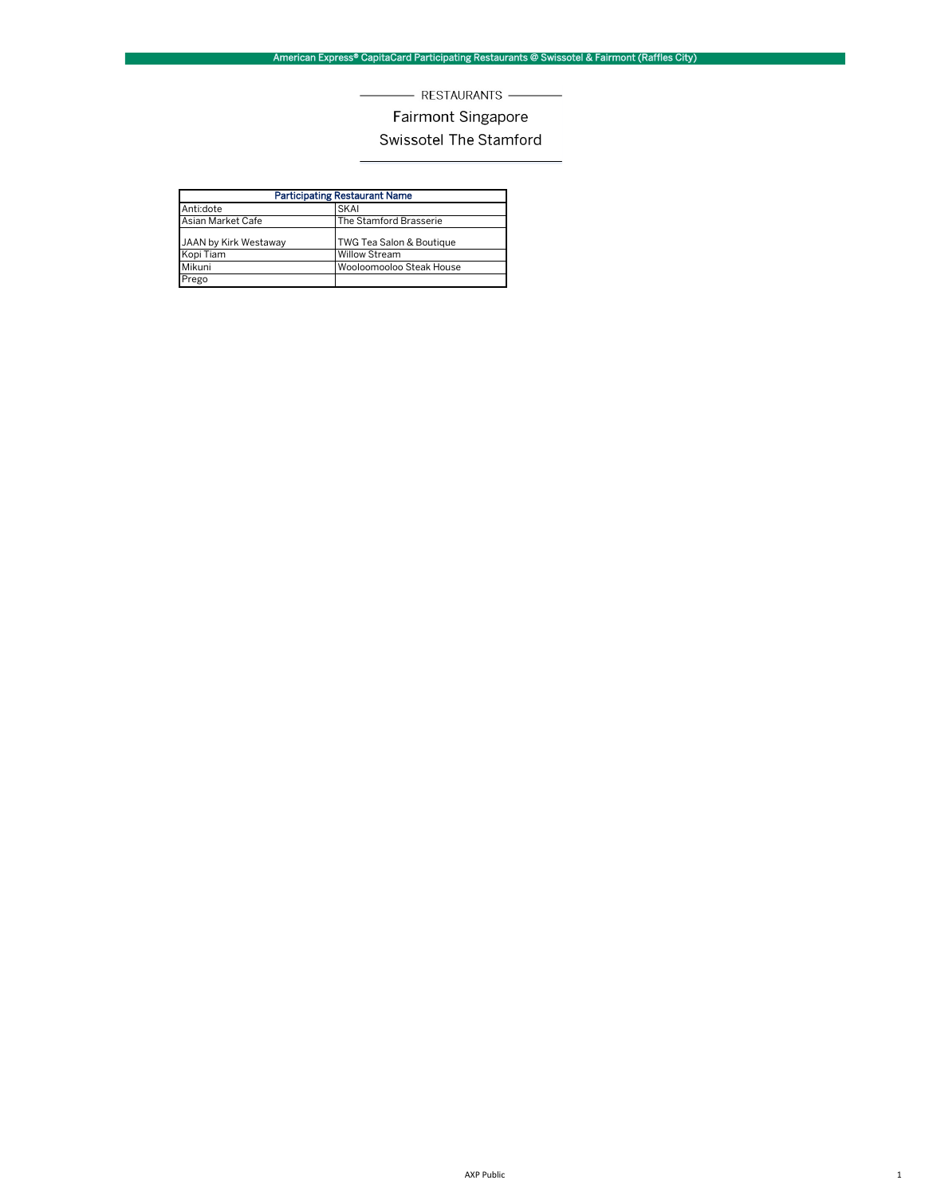American Express® CapitaCard Participating Restaurants @ Swissotel & Fairmont (Raffles City)

RESTAURANTS

Fairmont Singapore

Swissotel The Stamford

| Participating Restaurant Name | |
|---|---|
| Anti:dote | SKAI |
| Asian Market Cafe | The Stamford Brasserie |
| JAAN by Kirk Westaway | TWG Tea Salon & Boutique |
| Kopi Tiam | Willow Stream |
| Mikuni | Wooloomooloo Steak House |
| Prego | |

AXP Public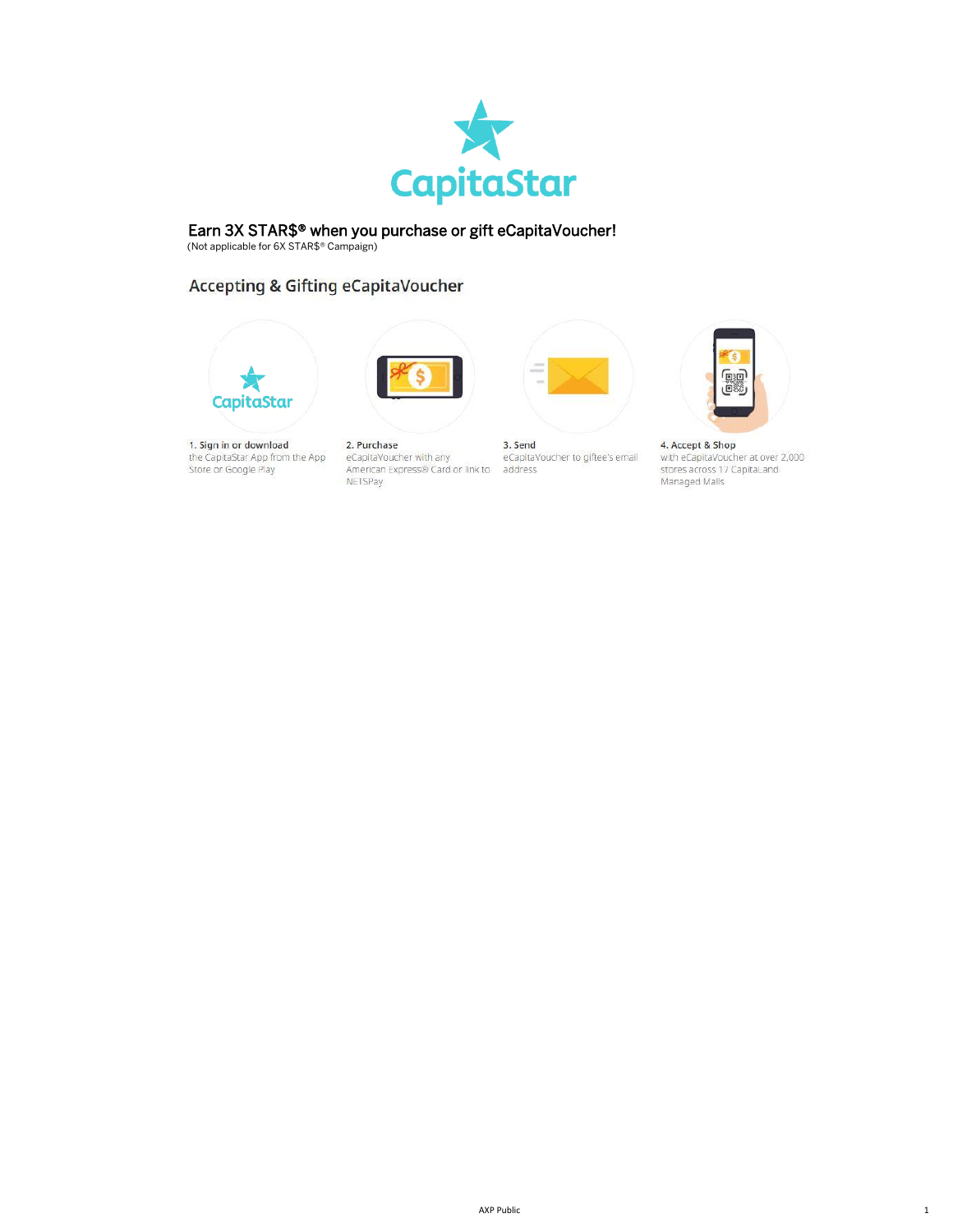CapitaStar

## Earn 3X STAR$® when you purchase or gift eCapitaVoucher!

(Not applicable for 6X STAR$® Campaign)

### Accepting & Gifting eCapitaVoucher

1. Sign in or download
the CapitaStar App from the App Store or Google Play

2. Purchase
eCapitaVoucher with any American Express® Card or link to NETSPay

3. Send
eCapitaVoucher to giftee's email address

4. Accept & Shop
with eCapitaVoucher at over 2,000 stores across 17 CapitaLand Managed Malls

AXP Public